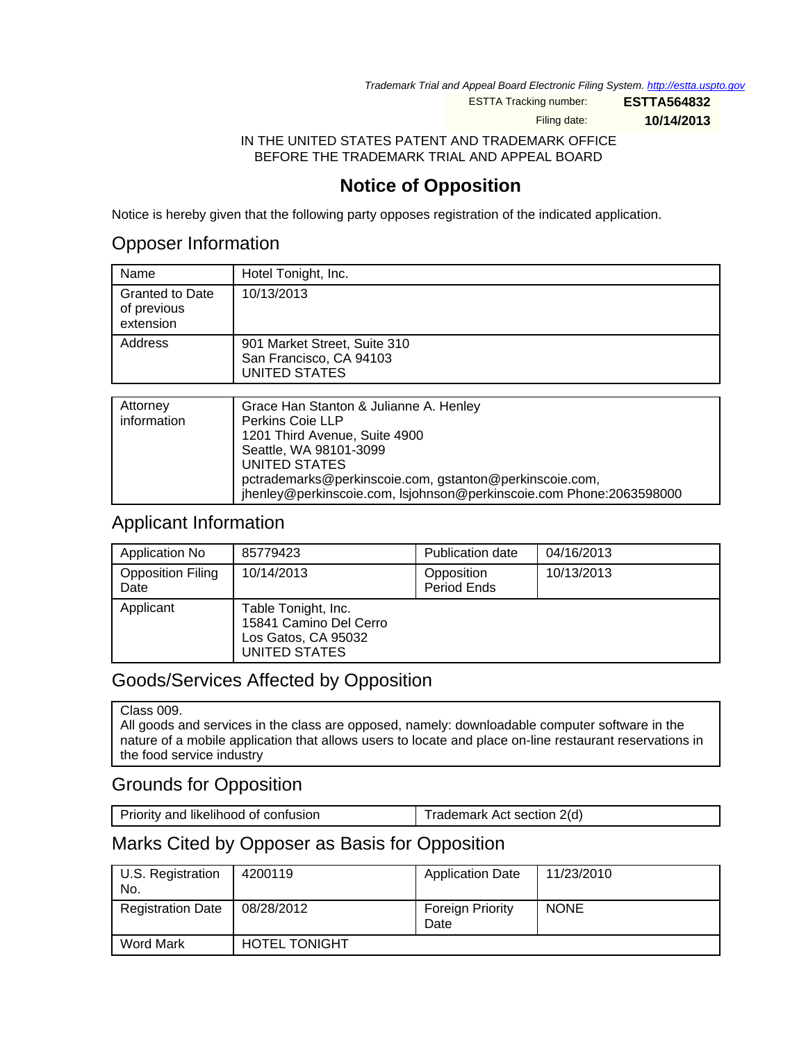*Trademark Trial and Appeal Board Electronic Filing System. http://estta.uspto.gov*

ESTTA Tracking number: **ESTTA564832**

Filing date: **10/14/2013**

IN THE UNITED STATES PATENT AND TRADEMARK OFFICE
BEFORE THE TRADEMARK TRIAL AND APPEAL BOARD

# Notice of Opposition

Notice is hereby given that the following party opposes registration of the indicated application.

## Opposer Information

| | |
|---|---|
| Name | Hotel Tonight, Inc. |
| Granted to Date of previous extension | 10/13/2013 |
| Address | 901 Market Street, Suite 310<br>San Francisco, CA 94103<br>UNITED STATES |

| | |
|---|---|
| Attorney information | Grace Han Stanton & Julianne A. Henley<br>Perkins Coie LLP<br>1201 Third Avenue, Suite 4900<br>Seattle, WA 98101-3099<br>UNITED STATES<br>pctrademarks@perkinscoie.com, gstanton@perkinscoie.com, jhenley@perkinscoie.com, lsjohnson@perkinscoie.com Phone:2063598000 |

## Applicant Information

| | | | |
|---|---|---|---|
| Application No | 85779423 | Publication date | 04/16/2013 |
| Opposition Filing Date | 10/14/2013 | Opposition Period Ends | 10/13/2013 |
| Applicant | Table Tonight, Inc.<br>15841 Camino Del Cerro<br>Los Gatos, CA 95032<br>UNITED STATES | | |

## Goods/Services Affected by Opposition

Class 009.
All goods and services in the class are opposed, namely: downloadable computer software in the nature of a mobile application that allows users to locate and place on-line restaurant reservations in the food service industry

## Grounds for Opposition

| | |
|---|---|
| Priority and likelihood of confusion | Trademark Act section 2(d) |

## Marks Cited by Opposer as Basis for Opposition

| | | | |
|---|---|---|---|
| U.S. Registration No. | 4200119 | Application Date | 11/23/2010 |
| Registration Date | 08/28/2012 | Foreign Priority Date | NONE |
| Word Mark | HOTEL TONIGHT | | |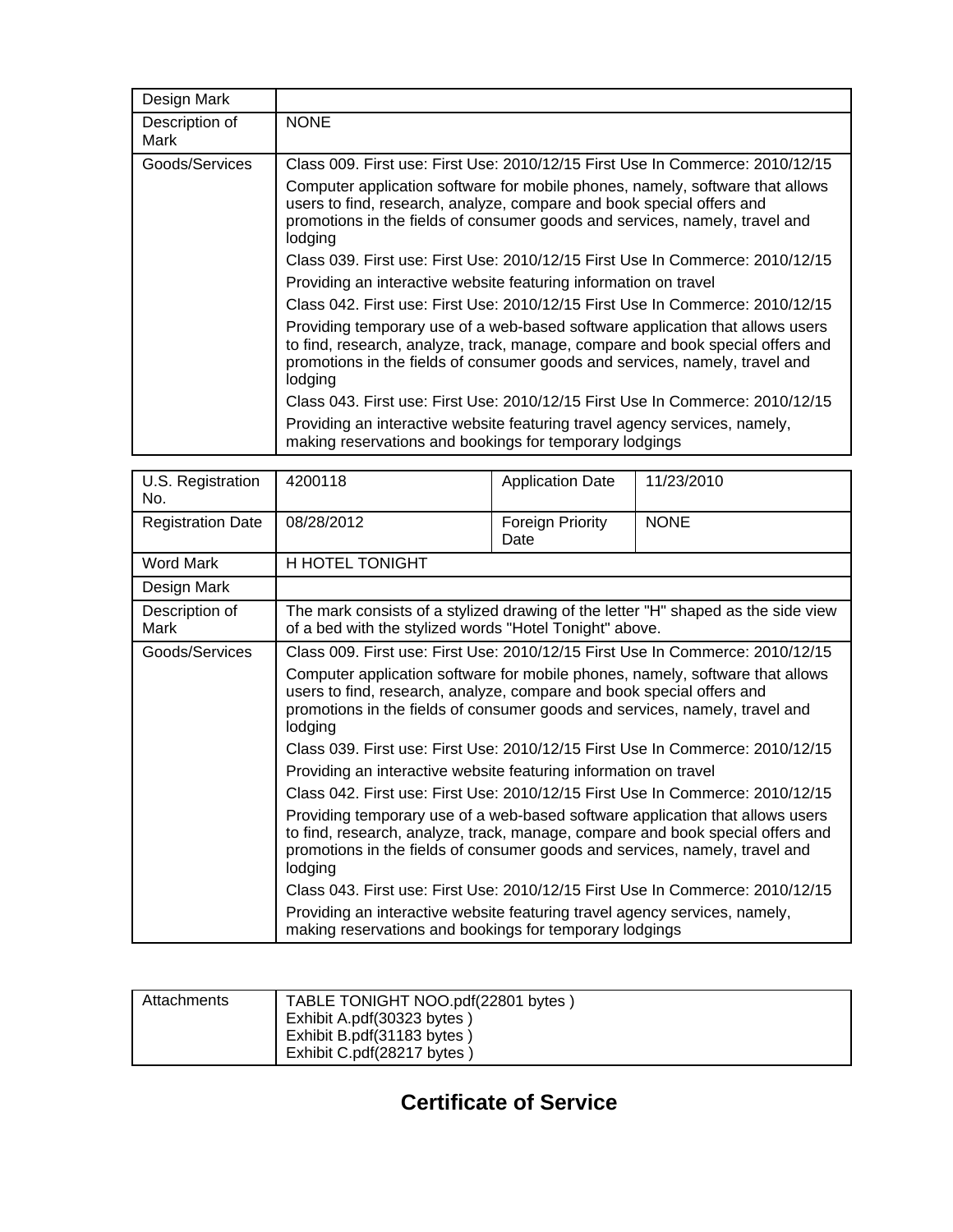| Design Mark | |
|---|---|
| Description of Mark | NONE |
| Goods/Services | Class 009. First use: First Use: 2010/12/15 First Use In Commerce: 2010/12/15<br>Computer application software for mobile phones, namely, software that allows users to find, research, analyze, compare and book special offers and promotions in the fields of consumer goods and services, namely, travel and lodging<br>Class 039. First use: First Use: 2010/12/15 First Use In Commerce: 2010/12/15<br>Providing an interactive website featuring information on travel<br>Class 042. First use: First Use: 2010/12/15 First Use In Commerce: 2010/12/15<br>Providing temporary use of a web-based software application that allows users to find, research, analyze, track, manage, compare and book special offers and promotions in the fields of consumer goods and services, namely, travel and lodging<br>Class 043. First use: First Use: 2010/12/15 First Use In Commerce: 2010/12/15<br>Providing an interactive website featuring travel agency services, namely, making reservations and bookings for temporary lodgings |

| U.S. Registration No. | 4200118 | Application Date | 11/23/2010 |
|---|---|---|---|
| Registration Date | 08/28/2012 | Foreign Priority Date | NONE |
| Word Mark | H HOTEL TONIGHT | | |
| Design Mark | | | |
| Description of Mark | The mark consists of a stylized drawing of the letter "H" shaped as the side view of a bed with the stylized words "Hotel Tonight" above. | | |
| Goods/Services | Class 009. First use: First Use: 2010/12/15 First Use In Commerce: 2010/12/15<br>Computer application software for mobile phones, namely, software that allows users to find, research, analyze, compare and book special offers and promotions in the fields of consumer goods and services, namely, travel and lodging<br>Class 039. First use: First Use: 2010/12/15 First Use In Commerce: 2010/12/15<br>Providing an interactive website featuring information on travel<br>Class 042. First use: First Use: 2010/12/15 First Use In Commerce: 2010/12/15<br>Providing temporary use of a web-based software application that allows users to find, research, analyze, track, manage, compare and book special offers and promotions in the fields of consumer goods and services, namely, travel and lodging<br>Class 043. First use: First Use: 2010/12/15 First Use In Commerce: 2010/12/15<br>Providing an interactive website featuring travel agency services, namely, making reservations and bookings for temporary lodgings | | |

| Attachments | TABLE TONIGHT NOO.pdf(22801 bytes )<br>Exhibit A.pdf(30323 bytes )<br>Exhibit B.pdf(31183 bytes )<br>Exhibit C.pdf(28217 bytes ) |
|---|---|

## Certificate of Service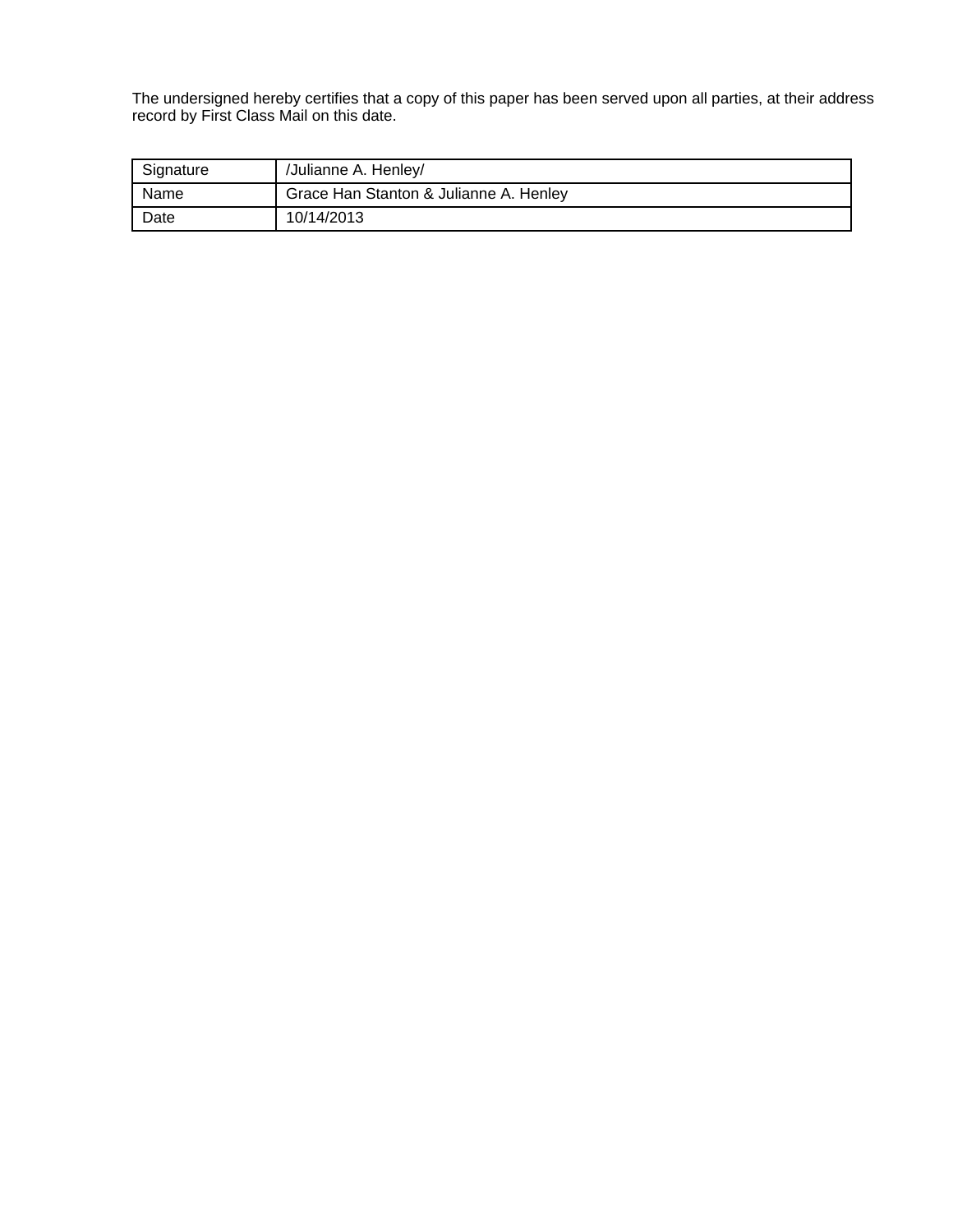The undersigned hereby certifies that a copy of this paper has been served upon all parties, at their address record by First Class Mail on this date.

| | |
|---|---|
| Signature | /Julianne A. Henley/ |
| Name | Grace Han Stanton & Julianne A. Henley |
| Date | 10/14/2013 |